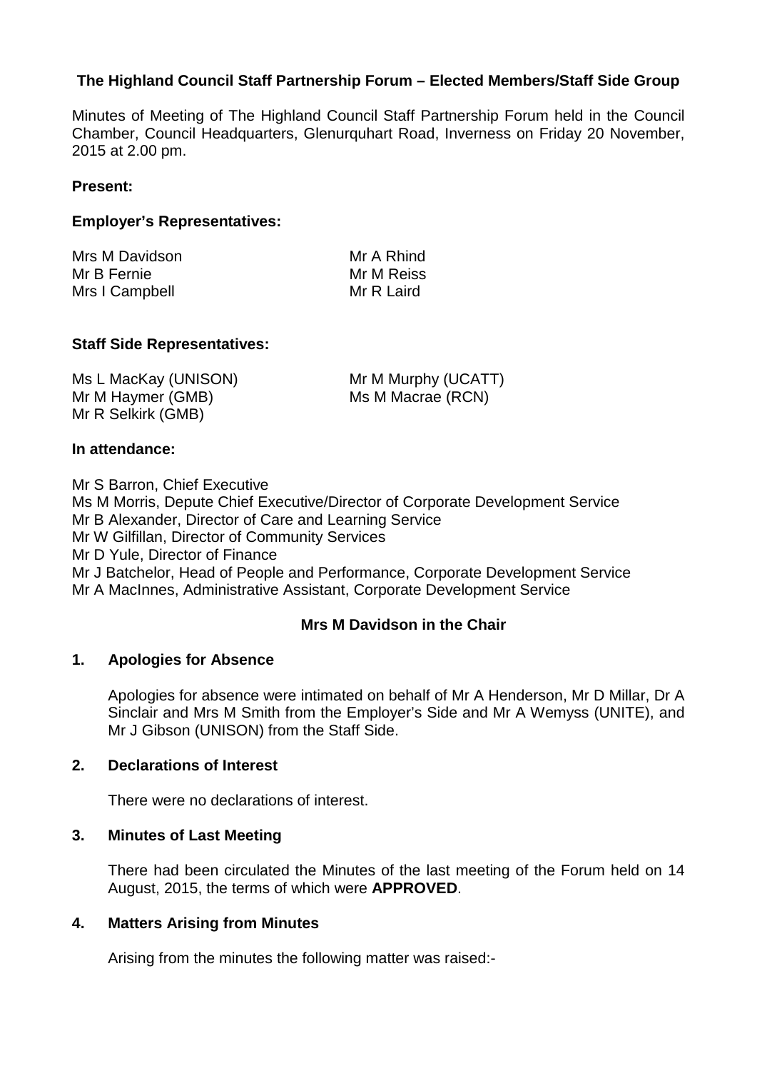## The Highland Council Staff Partnership Forum – Elected Members/Staff Side Group

Minutes of Meeting of The Highland Council Staff Partnership Forum held in the Council Chamber, Council Headquarters, Glenurquhart Road, Inverness on Friday 20 November, 2015 at 2.00 pm.

**Present:**

**Employer's Representatives:**

Mrs M Davidson
Mr B Fernie
Mrs I Campbell
Mr A Rhind
Mr M Reiss
Mr R Laird

**Staff Side Representatives:**

Ms L MacKay (UNISON)
Mr M Haymer (GMB)
Mr R Selkirk (GMB)
Mr M Murphy (UCATT)
Ms M Macrae (RCN)

**In attendance:**

Mr S Barron, Chief Executive
Ms M Morris, Depute Chief Executive/Director of Corporate Development Service
Mr B Alexander, Director of Care and Learning Service
Mr W Gilfillan, Director of Community Services
Mr D Yule, Director of Finance
Mr J Batchelor, Head of People and Performance, Corporate Development Service
Mr A MacInnes, Administrative Assistant, Corporate Development Service

**Mrs M Davidson in the Chair**

### 1. Apologies for Absence

Apologies for absence were intimated on behalf of Mr A Henderson, Mr D Millar, Dr A Sinclair and Mrs M Smith from the Employer's Side and Mr A Wemyss (UNITE), and Mr J Gibson (UNISON) from the Staff Side.

### 2. Declarations of Interest

There were no declarations of interest.

### 3. Minutes of Last Meeting

There had been circulated the Minutes of the last meeting of the Forum held on 14 August, 2015, the terms of which were **APPROVED**.

### 4. Matters Arising from Minutes

Arising from the minutes the following matter was raised:-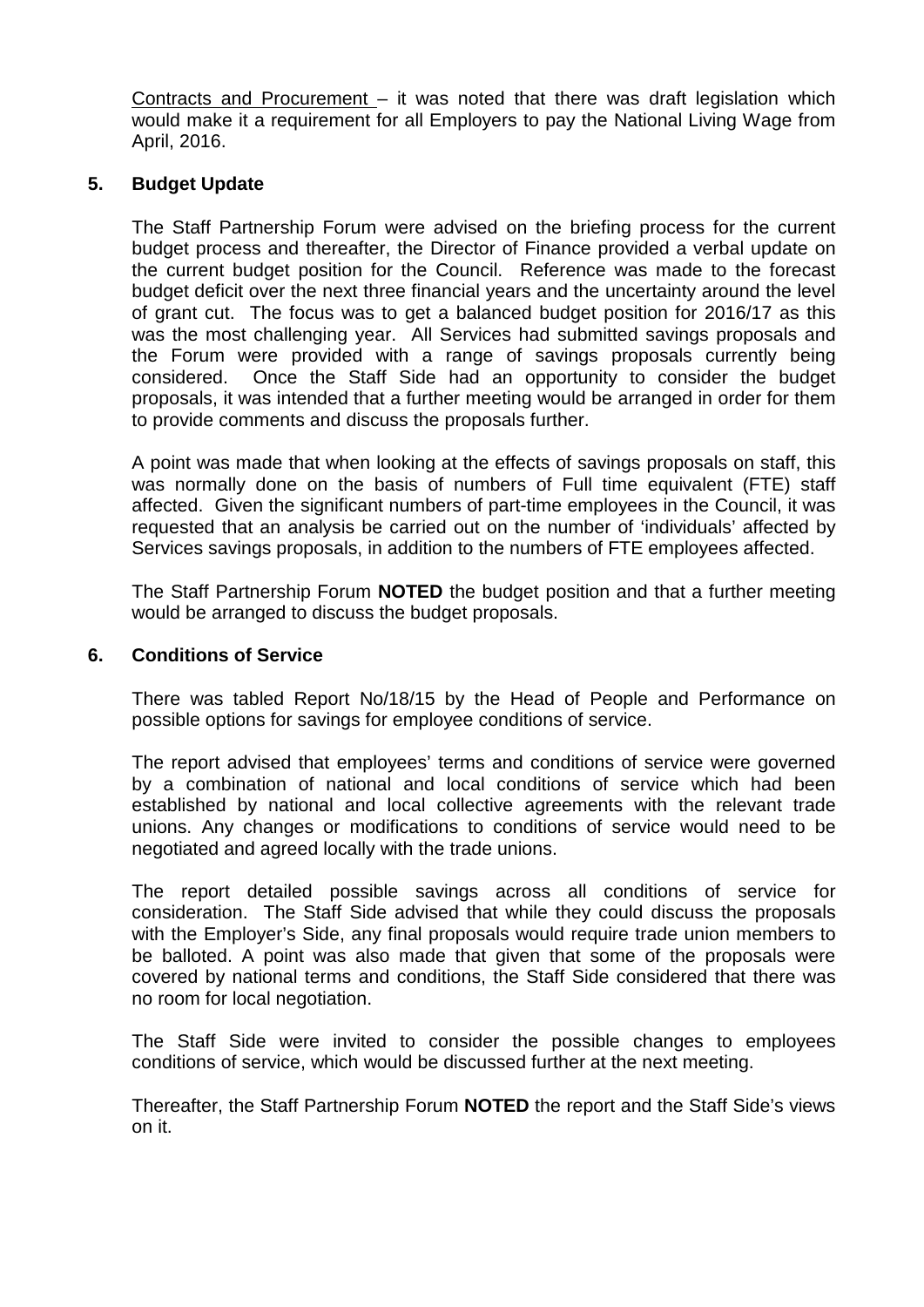Contracts and Procurement – it was noted that there was draft legislation which would make it a requirement for all Employers to pay the National Living Wage from April, 2016.

## 5. Budget Update

The Staff Partnership Forum were advised on the briefing process for the current budget process and thereafter, the Director of Finance provided a verbal update on the current budget position for the Council. Reference was made to the forecast budget deficit over the next three financial years and the uncertainty around the level of grant cut. The focus was to get a balanced budget position for 2016/17 as this was the most challenging year. All Services had submitted savings proposals and the Forum were provided with a range of savings proposals currently being considered. Once the Staff Side had an opportunity to consider the budget proposals, it was intended that a further meeting would be arranged in order for them to provide comments and discuss the proposals further.

A point was made that when looking at the effects of savings proposals on staff, this was normally done on the basis of numbers of Full time equivalent (FTE) staff affected. Given the significant numbers of part-time employees in the Council, it was requested that an analysis be carried out on the number of 'individuals' affected by Services savings proposals, in addition to the numbers of FTE employees affected.

The Staff Partnership Forum **NOTED** the budget position and that a further meeting would be arranged to discuss the budget proposals.

## 6. Conditions of Service

There was tabled Report No/18/15 by the Head of People and Performance on possible options for savings for employee conditions of service.

The report advised that employees' terms and conditions of service were governed by a combination of national and local conditions of service which had been established by national and local collective agreements with the relevant trade unions. Any changes or modifications to conditions of service would need to be negotiated and agreed locally with the trade unions.

The report detailed possible savings across all conditions of service for consideration. The Staff Side advised that while they could discuss the proposals with the Employer's Side, any final proposals would require trade union members to be balloted. A point was also made that given that some of the proposals were covered by national terms and conditions, the Staff Side considered that there was no room for local negotiation.

The Staff Side were invited to consider the possible changes to employees conditions of service, which would be discussed further at the next meeting.

Thereafter, the Staff Partnership Forum **NOTED** the report and the Staff Side's views on it.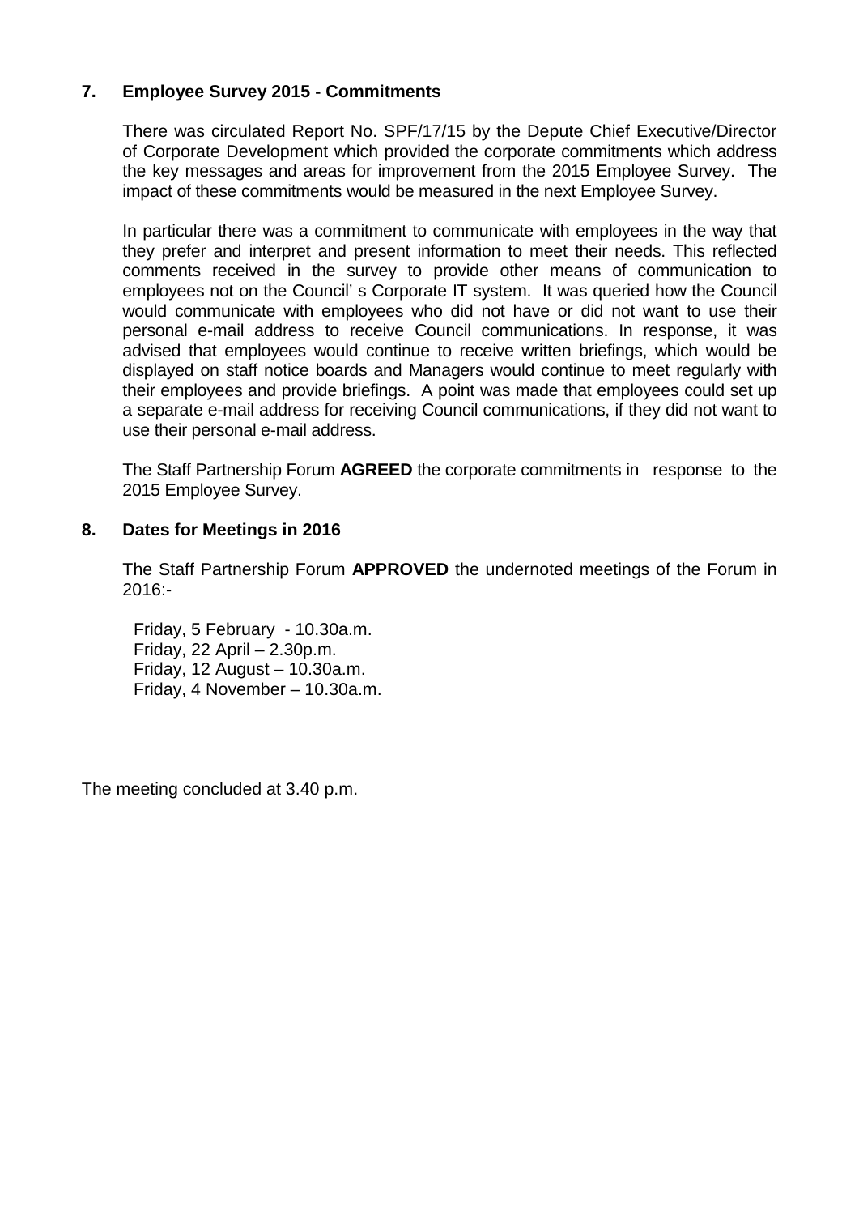## 7. Employee Survey 2015 - Commitments

There was circulated Report No. SPF/17/15 by the Depute Chief Executive/Director of Corporate Development which provided the corporate commitments which address the key messages and areas for improvement from the 2015 Employee Survey. The impact of these commitments would be measured in the next Employee Survey.

In particular there was a commitment to communicate with employees in the way that they prefer and interpret and present information to meet their needs. This reflected comments received in the survey to provide other means of communication to employees not on the Council' s Corporate IT system. It was queried how the Council would communicate with employees who did not have or did not want to use their personal e-mail address to receive Council communications. In response, it was advised that employees would continue to receive written briefings, which would be displayed on staff notice boards and Managers would continue to meet regularly with their employees and provide briefings. A point was made that employees could set up a separate e-mail address for receiving Council communications, if they did not want to use their personal e-mail address.

The Staff Partnership Forum **AGREED** the corporate commitments in response to the 2015 Employee Survey.

## 8. Dates for Meetings in 2016

The Staff Partnership Forum **APPROVED** the undernoted meetings of the Forum in 2016:-

Friday, 5 February - 10.30a.m.
Friday, 22 April – 2.30p.m.
Friday, 12 August – 10.30a.m.
Friday, 4 November – 10.30a.m.

The meeting concluded at 3.40 p.m.